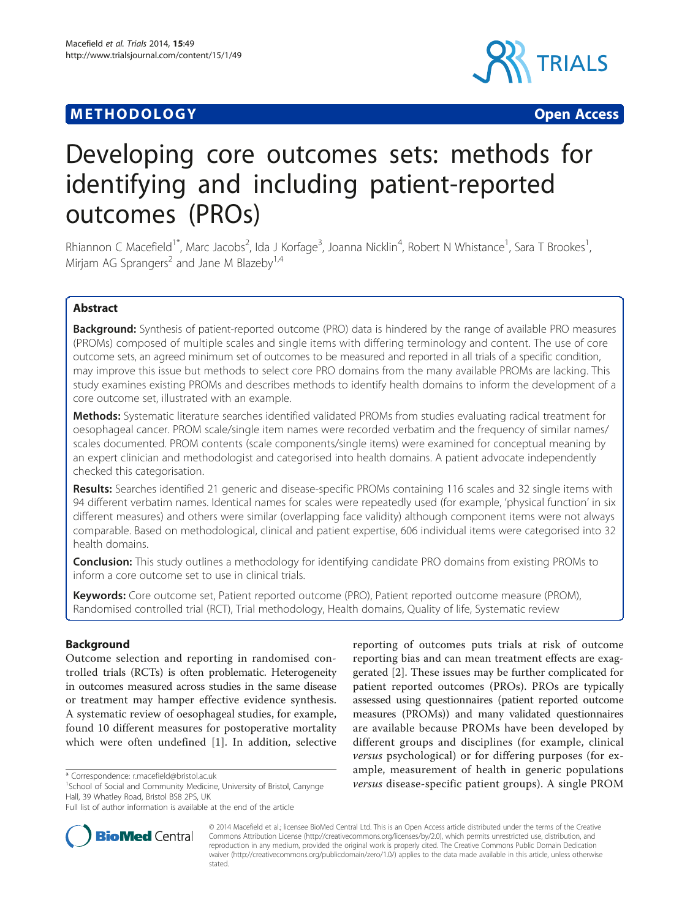METHODOLOGY Open Access

# Developing core outcomes sets: methods for identifying and including patient-reported outcomes (PROs)

Rhiannon C Macefield[1*], Marc Jacobs[2], Ida J Korfage[3], Joanna Nicklin[4], Robert N Whistance[1], Sara T Brookes[1], Mirjam AG Sprangers[2] and Jane M Blazeby[1,4]

## Abstract

**Background:** Synthesis of patient-reported outcome (PRO) data is hindered by the range of available PRO measures (PROMs) composed of multiple scales and single items with differing terminology and content. The use of core outcome sets, an agreed minimum set of outcomes to be measured and reported in all trials of a specific condition, may improve this issue but methods to select core PRO domains from the many available PROMs are lacking. This study examines existing PROMs and describes methods to identify health domains to inform the development of a core outcome set, illustrated with an example.

**Methods:** Systematic literature searches identified validated PROMs from studies evaluating radical treatment for oesophageal cancer. PROM scale/single item names were recorded verbatim and the frequency of similar names/scales documented. PROM contents (scale components/single items) were examined for conceptual meaning by an expert clinician and methodologist and categorised into health domains. A patient advocate independently checked this categorisation.

**Results:** Searches identified 21 generic and disease-specific PROMs containing 116 scales and 32 single items with 94 different verbatim names. Identical names for scales were repeatedly used (for example, 'physical function' in six different measures) and others were similar (overlapping face validity) although component items were not always comparable. Based on methodological, clinical and patient expertise, 606 individual items were categorised into 32 health domains.

**Conclusion:** This study outlines a methodology for identifying candidate PRO domains from existing PROMs to inform a core outcome set to use in clinical trials.

**Keywords:** Core outcome set, Patient reported outcome (PRO), Patient reported outcome measure (PROM), Randomised controlled trial (RCT), Trial methodology, Health domains, Quality of life, Systematic review

## Background

Outcome selection and reporting in randomised controlled trials (RCTs) is often problematic. Heterogeneity in outcomes measured across studies in the same disease or treatment may hamper effective evidence synthesis. A systematic review of oesophageal studies, for example, found 10 different measures for postoperative mortality which were often undefined [1]. In addition, selective reporting of outcomes puts trials at risk of outcome reporting bias and can mean treatment effects are exaggerated [2]. These issues may be further complicated for patient reported outcomes (PROs). PROs are typically assessed using questionnaires (patient reported outcome measures (PROMs)) and many validated questionnaires are available because PROMs have been developed by different groups and disciplines (for example, clinical *versus* psychological) or for differing purposes (for example, measurement of health in generic populations *versus* disease-specific patient groups). A single PROM

\* Correspondence: r.macefield@bristol.ac.uk
[1]School of Social and Community Medicine, University of Bristol, Canynge Hall, 39 Whatley Road, Bristol BS8 2PS, UK
Full list of author information is available at the end of the article

© 2014 Macefield et al.; licensee BioMed Central Ltd. This is an Open Access article distributed under the terms of the Creative Commons Attribution License (http://creativecommons.org/licenses/by/2.0), which permits unrestricted use, distribution, and reproduction in any medium, provided the original work is properly cited. The Creative Commons Public Domain Dedication waiver (http://creativecommons.org/publicdomain/zero/1.0/) applies to the data made available in this article, unless otherwise stated.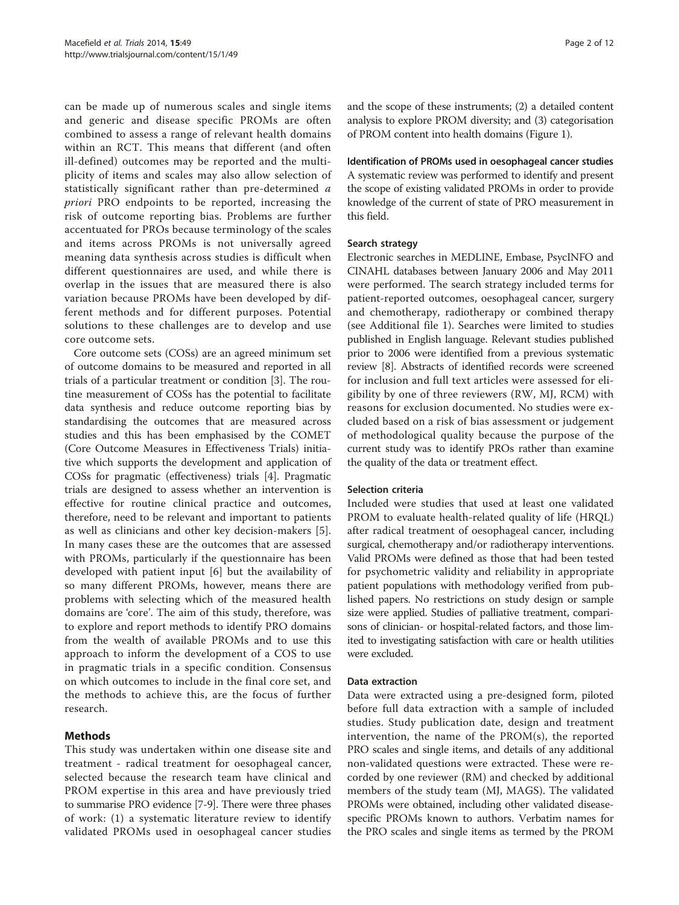can be made up of numerous scales and single items and generic and disease specific PROMs are often combined to assess a range of relevant health domains within an RCT. This means that different (and often ill-defined) outcomes may be reported and the multiplicity of items and scales may also allow selection of statistically significant rather than pre-determined *a priori* PRO endpoints to be reported, increasing the risk of outcome reporting bias. Problems are further accentuated for PROs because terminology of the scales and items across PROMs is not universally agreed meaning data synthesis across studies is difficult when different questionnaires are used, and while there is overlap in the issues that are measured there is also variation because PROMs have been developed by different methods and for different purposes. Potential solutions to these challenges are to develop and use core outcome sets.

Core outcome sets (COSs) are an agreed minimum set of outcome domains to be measured and reported in all trials of a particular treatment or condition [3]. The routine measurement of COSs has the potential to facilitate data synthesis and reduce outcome reporting bias by standardising the outcomes that are measured across studies and this has been emphasised by the COMET (Core Outcome Measures in Effectiveness Trials) initiative which supports the development and application of COSs for pragmatic (effectiveness) trials [4]. Pragmatic trials are designed to assess whether an intervention is effective for routine clinical practice and outcomes, therefore, need to be relevant and important to patients as well as clinicians and other key decision-makers [5]. In many cases these are the outcomes that are assessed with PROMs, particularly if the questionnaire has been developed with patient input [6] but the availability of so many different PROMs, however, means there are problems with selecting which of the measured health domains are 'core'. The aim of this study, therefore, was to explore and report methods to identify PRO domains from the wealth of available PROMs and to use this approach to inform the development of a COS to use in pragmatic trials in a specific condition. Consensus on which outcomes to include in the final core set, and the methods to achieve this, are the focus of further research.

## Methods

This study was undertaken within one disease site and treatment - radical treatment for oesophageal cancer, selected because the research team have clinical and PROM expertise in this area and have previously tried to summarise PRO evidence [7-9]. There were three phases of work: (1) a systematic literature review to identify validated PROMs used in oesophageal cancer studies and the scope of these instruments; (2) a detailed content analysis to explore PROM diversity; and (3) categorisation of PROM content into health domains (Figure 1).

### Identification of PROMs used in oesophageal cancer studies

A systematic review was performed to identify and present the scope of existing validated PROMs in order to provide knowledge of the current of state of PRO measurement in this field.

#### Search strategy

Electronic searches in MEDLINE, Embase, PsycINFO and CINAHL databases between January 2006 and May 2011 were performed. The search strategy included terms for patient-reported outcomes, oesophageal cancer, surgery and chemotherapy, radiotherapy or combined therapy (see Additional file 1). Searches were limited to studies published in English language. Relevant studies published prior to 2006 were identified from a previous systematic review [8]. Abstracts of identified records were screened for inclusion and full text articles were assessed for eligibility by one of three reviewers (RW, MJ, RCM) with reasons for exclusion documented. No studies were excluded based on a risk of bias assessment or judgement of methodological quality because the purpose of the current study was to identify PROs rather than examine the quality of the data or treatment effect.

#### Selection criteria

Included were studies that used at least one validated PROM to evaluate health-related quality of life (HRQL) after radical treatment of oesophageal cancer, including surgical, chemotherapy and/or radiotherapy interventions. Valid PROMs were defined as those that had been tested for psychometric validity and reliability in appropriate patient populations with methodology verified from published papers. No restrictions on study design or sample size were applied. Studies of palliative treatment, comparisons of clinician- or hospital-related factors, and those limited to investigating satisfaction with care or health utilities were excluded.

#### Data extraction

Data were extracted using a pre-designed form, piloted before full data extraction with a sample of included studies. Study publication date, design and treatment intervention, the name of the PROM(s), the reported PRO scales and single items, and details of any additional non-validated questions were extracted. These were recorded by one reviewer (RM) and checked by additional members of the study team (MJ, MAGS). The validated PROMs were obtained, including other validated disease-specific PROMs known to authors. Verbatim names for the PRO scales and single items as termed by the PROM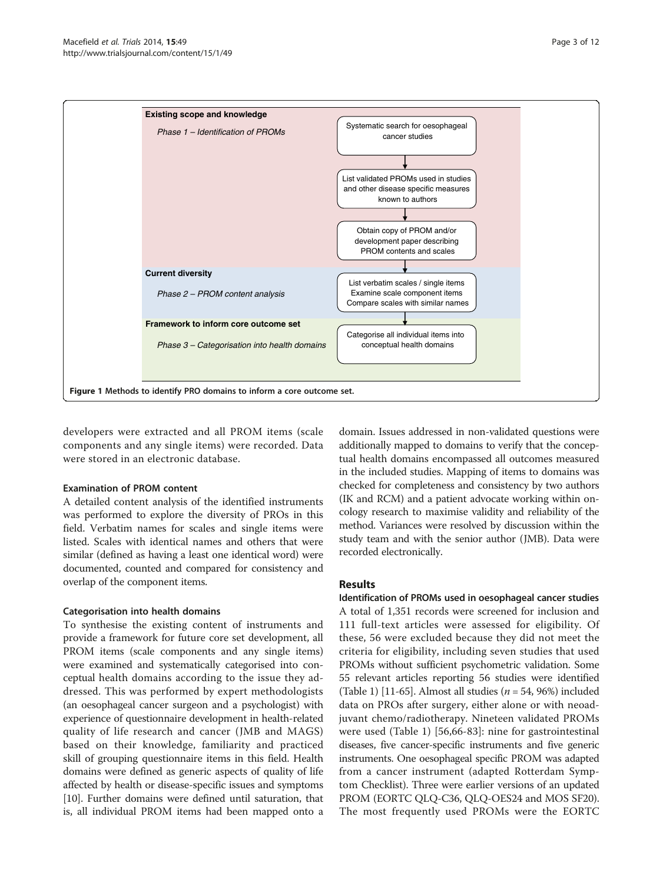Existing scope and knowledge

*Phase 1 – Identification of PROMs*

Systematic search for oesophageal cancer studies

List validated PROMs used in studies and other disease specific measures known to authors

Obtain copy of PROM and/or development paper describing PROM contents and scales

Current diversity

*Phase 2 – PROM content analysis*

List verbatim scales / single items
Examine scale component items
Compare scales with similar names

Framework to inform core outcome set

*Phase 3 – Categorisation into health domains*

Categorise all individual items into conceptual health domains

**Figure 1 Methods to identify PRO domains to inform a core outcome set.**

developers were extracted and all PROM items (scale components and any single items) were recorded. Data were stored in an electronic database.

### Examination of PROM content

A detailed content analysis of the identified instruments was performed to explore the diversity of PROs in this field. Verbatim names for scales and single items were listed. Scales with identical names and others that were similar (defined as having a least one identical word) were documented, counted and compared for consistency and overlap of the component items.

### Categorisation into health domains

To synthesise the existing content of instruments and provide a framework for future core set development, all PROM items (scale components and any single items) were examined and systematically categorised into conceptual health domains according to the issue they addressed. This was performed by expert methodologists (an oesophageal cancer surgeon and a psychologist) with experience of questionnaire development in health-related quality of life research and cancer (JMB and MAGS) based on their knowledge, familiarity and practiced skill of grouping questionnaire items in this field. Health domains were defined as generic aspects of quality of life affected by health or disease-specific issues and symptoms [10]. Further domains were defined until saturation, that is, all individual PROM items had been mapped onto a domain. Issues addressed in non-validated questions were additionally mapped to domains to verify that the conceptual health domains encompassed all outcomes measured in the included studies. Mapping of items to domains was checked for completeness and consistency by two authors (IK and RCM) and a patient advocate working within oncology research to maximise validity and reliability of the method. Variances were resolved by discussion within the study team and with the senior author (JMB). Data were recorded electronically.

## Results

### Identification of PROMs used in oesophageal cancer studies

A total of 1,351 records were screened for inclusion and 111 full-text articles were assessed for eligibility. Of these, 56 were excluded because they did not meet the criteria for eligibility, including seven studies that used PROMs without sufficient psychometric validation. Some 55 relevant articles reporting 56 studies were identified (Table 1) [11-65]. Almost all studies ($n = 54$, 96%) included data on PROs after surgery, either alone or with neoadjuvant chemo/radiotherapy. Nineteen validated PROMs were used (Table 1) [56,66-83]: nine for gastrointestinal diseases, five cancer-specific instruments and five generic instruments. One oesophageal specific PROM was adapted from a cancer instrument (adapted Rotterdam Symptom Checklist). Three were earlier versions of an updated PROM (EORTC QLQ-C36, QLQ-OES24 and MOS SF20). The most frequently used PROMs were the EORTC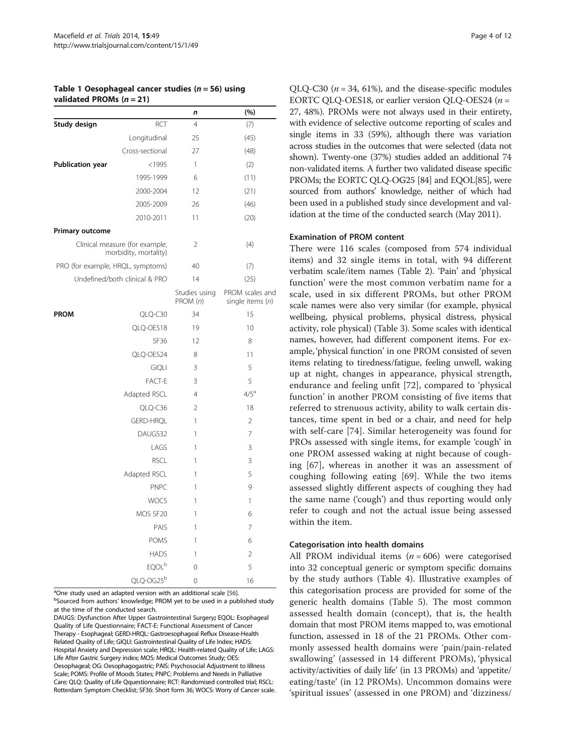**Table 1 Oesophageal cancer studies ($n$ = 56) using validated PROMs ($n$ = 21)**

| | | *n* | (%) |
|---|---|---|---|
| **Study design** | RCT | 4 | (7) |
| | Longitudinal | 25 | (45) |
| | Cross-sectional | 27 | (48) |
| **Publication year** | <1995 | 1 | (2) |
| | 1995-1999 | 6 | (11) |
| | 2000-2004 | 12 | (21) |
| | 2005-2009 | 26 | (46) |
| | 2010-2011 | 11 | (20) |
| **Primary outcome** | | | |
| Clinical measure (for example, morbidity, mortality) | | 2 | (4) |
| PRO (for example, HRQL, symptoms) | | 40 | (7) |
| Undefined/both clinical & PRO | | 14 | (25) |
| | | Studies using PROM (*n*) | PROM scales and single items (*n*) |
| **PROM** | QLQ-C30 | 34 | 15 |
| | QLQ-OES18 | 19 | 10 |
| | SF36 | 12 | 8 |
| | QLQ-OES24 | 8 | 11 |
| | GIQLI | 3 | 5 |
| | FACT-E | 3 | 5 |
| | Adapted RSCL | 4 | 4/5[a] |
| | QLQ-C36 | 2 | 18 |
| | GERD-HRQL | 1 | 2 |
| | DAUGS32 | 1 | 7 |
| | LAGS | 1 | 3 |
| | RSCL | 1 | 3 |
| | Adapted RSCL | 1 | 5 |
| | PNPC | 1 | 9 |
| | WOCS | 1 | 1 |
| | MOS SF20 | 1 | 6 |
| | PAIS | 1 | 7 |
| | POMS | 1 | 6 |
| | HADS | 1 | 2 |
| | EQOL[b] | 0 | 5 |
| | QLQ-OG25[b] | 0 | 16 |

[a]One study used an adapted version with an additional scale [56].
[b]Sourced from authors' knowledge; PROM yet to be used in a published study at the time of the conducted search.
DAUGS: Dysfunction After Upper Gastrointestinal Surgery; EQOL: Esophageal Quality of Life Questionnaire; FACT-E: Functional Assessment of Cancer Therapy - Esophageal; GERD-HRQL: Gastroesophageal Reflux Disease-Health Related Quality of Life; GIQLI: Gastrointestinal Quality of Life Index; HADS: Hospital Anxiety and Depression scale; HRQL: Health-related Quality of Life; LAGS: Life After Gastric Surgery index; MOS: Medical Outcomes Study; OES: Oesophageal; OG: Oesophagogastric; PAIS: Psychosocial Adjustment to Iillness Scale; POMS: Profile of Moods States; PNPC: Problems and Needs in Palliative Care; QLQ: Quality of Life Qquestionnaire; RCT: Randomised controlled trial; RSCL: Rotterdam Symptom Checklist; SF36: Short form 36; WOCS: Worry of Cancer scale.

QLQ-C30 ($n$ = 34, 61%), and the disease-specific modules EORTC QLQ-OES18, or earlier version QLQ-OES24 ($n$ = 27, 48%). PROMs were not always used in their entirety, with evidence of selective outcome reporting of scales and single items in 33 (59%), although there was variation across studies in the outcomes that were selected (data not shown). Twenty-one (37%) studies added an additional 74 non-validated items. A further two validated disease specific PROMs; the EORTC QLQ-OG25 [84] and EQOL[85], were sourced from authors' knowledge, neither of which had been used in a published study since development and validation at the time of the conducted search (May 2011).

### Examination of PROM content

There were 116 scales (composed from 574 individual items) and 32 single items in total, with 94 different verbatim scale/item names (Table 2). 'Pain' and 'physical function' were the most common verbatim name for a scale, used in six different PROMs, but other PROM scale names were also very similar (for example, physical wellbeing, physical problems, physical distress, physical activity, role physical) (Table 3). Some scales with identical names, however, had different component items. For example, 'physical function' in one PROM consisted of seven items relating to tiredness/fatigue, feeling unwell, waking up at night, changes in appearance, physical strength, endurance and feeling unfit [72], compared to 'physical function' in another PROM consisting of five items that referred to strenuous activity, ability to walk certain distances, time spent in bed or a chair, and need for help with self-care [74]. Similar heterogeneity was found for PROs assessed with single items, for example 'cough' in one PROM assessed waking at night because of coughing [67], whereas in another it was an assessment of coughing following eating [69]. While the two items assessed slightly different aspects of coughing they had the same name ('cough') and thus reporting would only refer to cough and not the actual issue being assessed within the item.

### Categorisation into health domains

All PROM individual items ($n$ = 606) were categorised into 32 conceptual generic or symptom specific domains by the study authors (Table 4). Illustrative examples of this categorisation process are provided for some of the generic health domains (Table 5). The most common assessed health domain (concept), that is, the health domain that most PROM items mapped to, was emotional function, assessed in 18 of the 21 PROMs. Other commonly assessed health domains were 'pain/pain-related swallowing' (assessed in 14 different PROMs), 'physical activity/activities of daily life' (in 13 PROMs) and 'appetite/eating/taste' (in 12 PROMs). Uncommon domains were 'spiritual issues' (assessed in one PROM) and 'dizziness/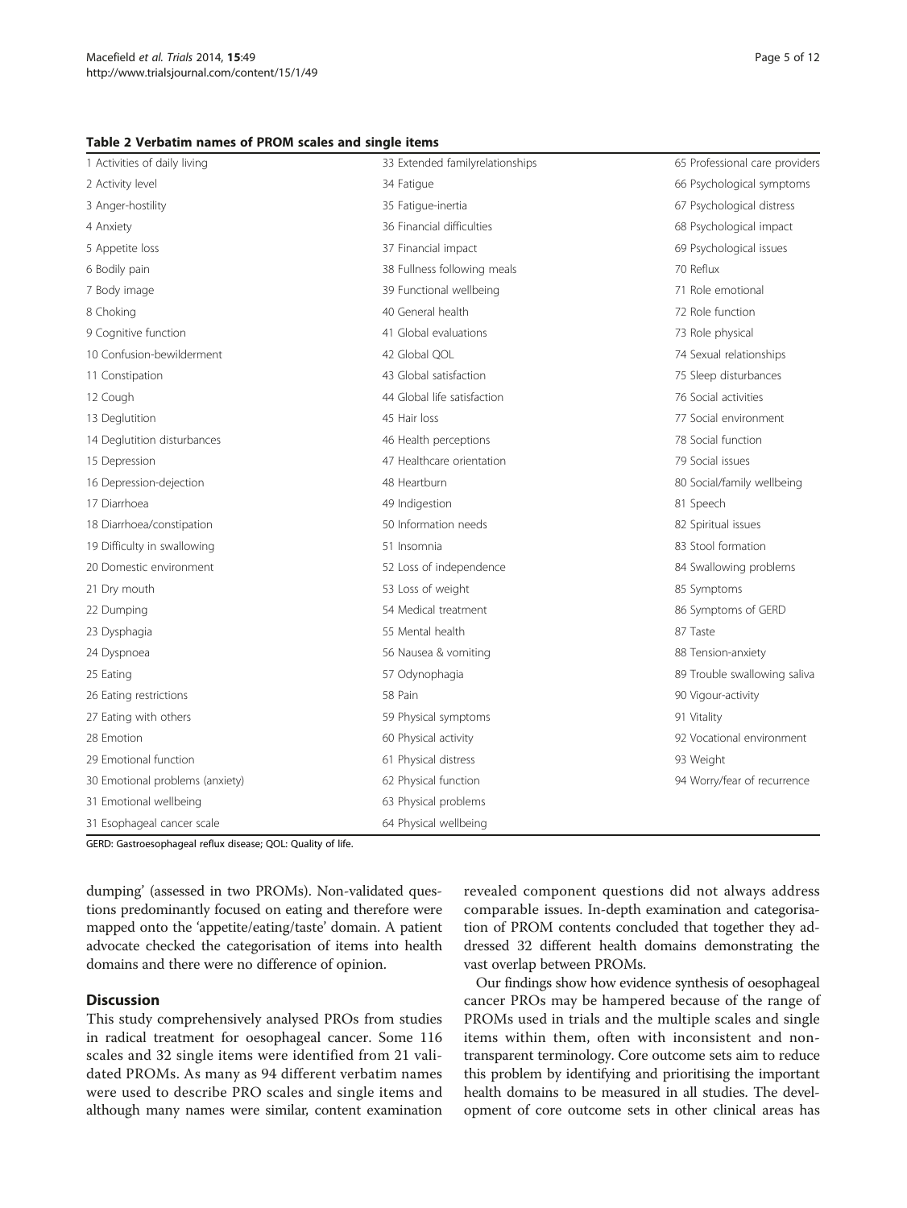**Table 2 Verbatim names of PROM scales and single items**

| | | |
|---|---|---|
| 1 Activities of daily living | 33 Extended familyrelationships | 65 Professional care providers |
| 2 Activity level | 34 Fatigue | 66 Psychological symptoms |
| 3 Anger-hostility | 35 Fatigue-inertia | 67 Psychological distress |
| 4 Anxiety | 36 Financial difficulties | 68 Psychological impact |
| 5 Appetite loss | 37 Financial impact | 69 Psychological issues |
| 6 Bodily pain | 38 Fullness following meals | 70 Reflux |
| 7 Body image | 39 Functional wellbeing | 71 Role emotional |
| 8 Choking | 40 General health | 72 Role function |
| 9 Cognitive function | 41 Global evaluations | 73 Role physical |
| 10 Confusion-bewilderment | 42 Global QOL | 74 Sexual relationships |
| 11 Constipation | 43 Global satisfaction | 75 Sleep disturbances |
| 12 Cough | 44 Global life satisfaction | 76 Social activities |
| 13 Deglutition | 45 Hair loss | 77 Social environment |
| 14 Deglutition disturbances | 46 Health perceptions | 78 Social function |
| 15 Depression | 47 Healthcare orientation | 79 Social issues |
| 16 Depression-dejection | 48 Heartburn | 80 Social/family wellbeing |
| 17 Diarrhoea | 49 Indigestion | 81 Speech |
| 18 Diarrhoea/constipation | 50 Information needs | 82 Spiritual issues |
| 19 Difficulty in swallowing | 51 Insomnia | 83 Stool formation |
| 20 Domestic environment | 52 Loss of independence | 84 Swallowing problems |
| 21 Dry mouth | 53 Loss of weight | 85 Symptoms |
| 22 Dumping | 54 Medical treatment | 86 Symptoms of GERD |
| 23 Dysphagia | 55 Mental health | 87 Taste |
| 24 Dyspnoea | 56 Nausea & vomiting | 88 Tension-anxiety |
| 25 Eating | 57 Odynophagia | 89 Trouble swallowing saliva |
| 26 Eating restrictions | 58 Pain | 90 Vigour-activity |
| 27 Eating with others | 59 Physical symptoms | 91 Vitality |
| 28 Emotion | 60 Physical activity | 92 Vocational environment |
| 29 Emotional function | 61 Physical distress | 93 Weight |
| 30 Emotional problems (anxiety) | 62 Physical function | 94 Worry/fear of recurrence |
| 31 Emotional wellbeing | 63 Physical problems | |
| 31 Esophageal cancer scale | 64 Physical wellbeing | |

GERD: Gastroesophageal reflux disease; QOL: Quality of life.

dumping' (assessed in two PROMs). Non-validated questions predominantly focused on eating and therefore were mapped onto the 'appetite/eating/taste' domain. A patient advocate checked the categorisation of items into health domains and there were no difference of opinion.

## Discussion

This study comprehensively analysed PROs from studies in radical treatment for oesophageal cancer. Some 116 scales and 32 single items were identified from 21 validated PROMs. As many as 94 different verbatim names were used to describe PRO scales and single items and although many names were similar, content examination revealed component questions did not always address comparable issues. In-depth examination and categorisation of PROM contents concluded that together they addressed 32 different health domains demonstrating the vast overlap between PROMs.

Our findings show how evidence synthesis of oesophageal cancer PROs may be hampered because of the range of PROMs used in trials and the multiple scales and single items within them, often with inconsistent and non-transparent terminology. Core outcome sets aim to reduce this problem by identifying and prioritising the important health domains to be measured in all studies. The development of core outcome sets in other clinical areas has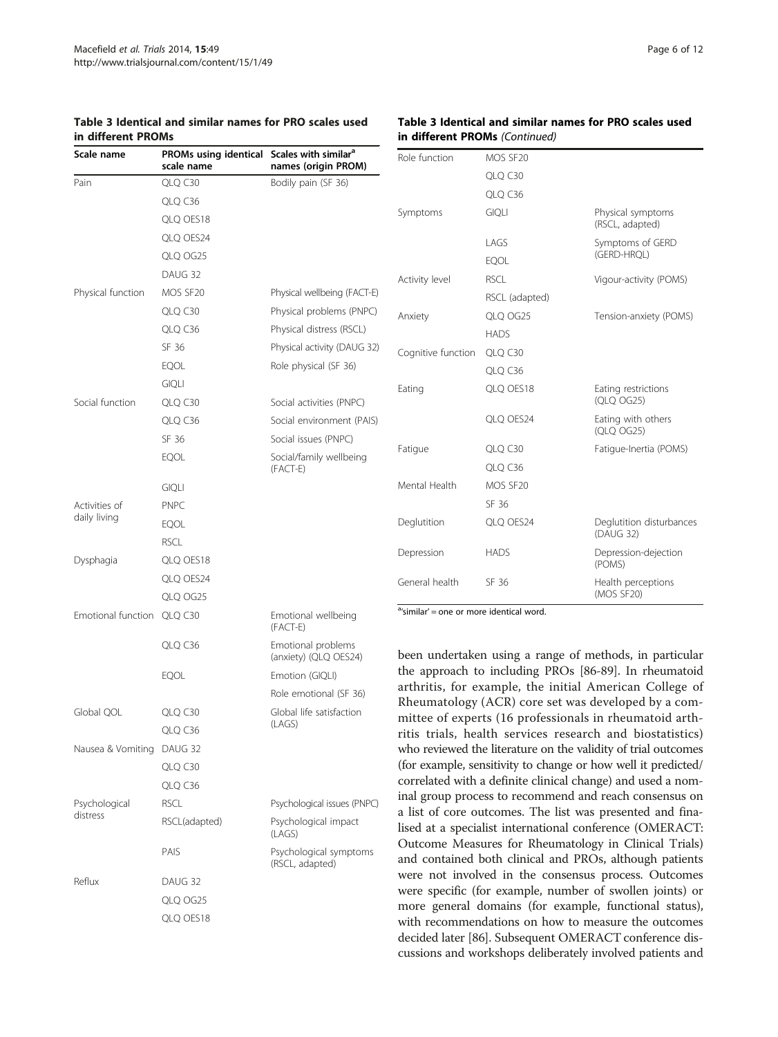**Table 3 Identical and similar names for PRO scales used in different PROMs**

| Scale name | PROMs using identical scale name | Scales with similar[a] names (origin PROM) |
|---|---|---|
| Pain | QLQ C30 | Bodily pain (SF 36) |
| | QLQ C36 | |
| | QLQ OES18 | |
| | QLQ OES24 | |
| | QLQ OG25 | |
| | DAUG 32 | |
| Physical function | MOS SF20 | Physical wellbeing (FACT-E) |
| | QLQ C30 | Physical problems (PNPC) |
| | QLQ C36 | Physical distress (RSCL) |
| | SF 36 | Physical activity (DAUG 32) |
| | EQOL | Role physical (SF 36) |
| | GIQLI | |
| Social function | QLQ C30 | Social activities (PNPC) |
| | QLQ C36 | Social environment (PAIS) |
| | SF 36 | Social issues (PNPC) |
| | EQOL | Social/family wellbeing (FACT-E) |
| | GIQLI | |
| Activities of daily living | PNPC | |
| | EQOL | |
| | RSCL | |
| Dysphagia | QLQ OES18 | |
| | QLQ OES24 | |
| | QLQ OG25 | |
| Emotional function | QLQ C30 | Emotional wellbeing (FACT-E) |
| | QLQ C36 | Emotional problems (anxiety) (QLQ OES24) |
| | EQOL | Emotion (GIQLI) |
| | | Role emotional (SF 36) |
| Global QOL | QLQ C30 | Global life satisfaction (LAGS) |
| | QLQ C36 | |
| Nausea & Vomiting | DAUG 32 | |
| | QLQ C30 | |
| | QLQ C36 | |
| Psychological distress | RSCL | Psychological issues (PNPC) |
| | RSCL(adapted) | Psychological impact (LAGS) |
| | PAIS | Psychological symptoms (RSCL, adapted) |
| Reflux | DAUG 32 | |
| | QLQ OG25 | |
| | QLQ OES18 | |
| Role function | MOS SF20 | |
| | QLQ C30 | |
| | QLQ C36 | |
| Symptoms | GIQLI | Physical symptoms (RSCL, adapted) |
| | LAGS | Symptoms of GERD (GERD-HRQL) |
| | EQOL | |
| Activity level | RSCL | Vigour-activity (POMS) |
| | RSCL (adapted) | |
| Anxiety | QLQ OG25 | Tension-anxiety (POMS) |
| | HADS | |
| Cognitive function | QLQ C30 | |
| | QLQ C36 | |
| Eating | QLQ OES18 | Eating restrictions (QLQ OG25) |
| | QLQ OES24 | Eating with others (QLQ OG25) |
| Fatigue | QLQ C30 | Fatigue-Inertia (POMS) |
| | QLQ C36 | |
| Mental Health | MOS SF20 | |
| | SF 36 | |
| Deglutition | QLQ OES24 | Deglutition disturbances (DAUG 32) |
| Depression | HADS | Depression-dejection (POMS) |
| General health | SF 36 | Health perceptions (MOS SF20) |

[a]'similar' = one or more identical word.

been undertaken using a range of methods, in particular the approach to including PROs [86-89]. In rheumatoid arthritis, for example, the initial American College of Rheumatology (ACR) core set was developed by a committee of experts (16 professionals in rheumatoid arthritis trials, health services research and biostatistics) who reviewed the literature on the validity of trial outcomes (for example, sensitivity to change or how well it predicted/correlated with a definite clinical change) and used a nominal group process to recommend and reach consensus on a list of core outcomes. The list was presented and finalised at a specialist international conference (OMERACT: Outcome Measures for Rheumatology in Clinical Trials) and contained both clinical and PROs, although patients were not involved in the consensus process. Outcomes were specific (for example, number of swollen joints) or more general domains (for example, functional status), with recommendations on how to measure the outcomes decided later [86]. Subsequent OMERACT conference discussions and workshops deliberately involved patients and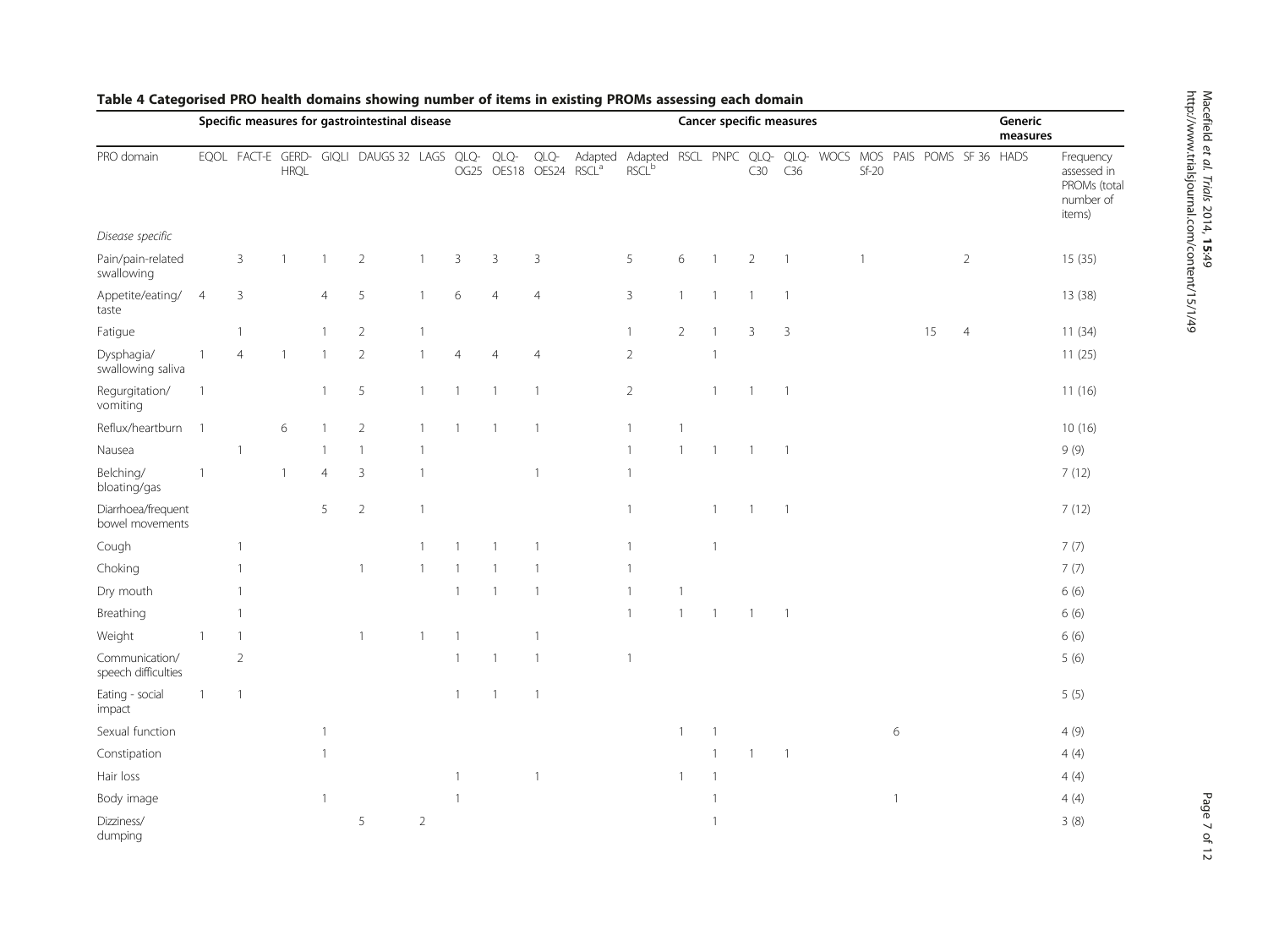**Table 4 Categorised PRO health domains showing number of items in existing PROMs assessing each domain**

| | Specific measures for gastrointestinal disease | | | | | | | | | | Cancer specific measures | | | | | | | | | Generic measures | | |
|---|---|---|---|---|---|---|---|---|---|---|---|---|---|---|---|---|---|---|---|---|---|---|
| PRO domain | EQOL | FACT-E | GERD-HRQL | GIQLI | DAUGS 32 | LAGS | QLQ-OG25 | QLQ-OES18 | QLQ-OES24 | Adapted RSCL[a] | Adapted RSCL[b] | RSCL | PNPC | QLQ-C30 | QLQ-C36 | WOCS | MOS Sf-20 | PAIS | POMS | SF 36 | HADS | Frequency assessed in PROMs (total number of items) |
| *Disease specific* | | | | | | | | | | | | | | | | | | | | | | |
| Pain/pain-related swallowing | | 3 | 1 | 1 | 2 | 1 | 3 | 3 | 3 | | 5 | 6 | 1 | 2 | 1 | | 1 | | | 2 | | 15 (35) |
| Appetite/eating/taste | 4 | 3 | | 4 | 5 | 1 | 6 | 4 | 4 | | 3 | 1 | 1 | 1 | 1 | | | | | | | 13 (38) |
| Fatigue | | 1 | | 1 | 2 | 1 | | | | | 1 | 2 | 1 | 3 | 3 | | | | 15 | 4 | | 11 (34) |
| Dysphagia/swallowing saliva | 1 | 4 | 1 | 1 | 2 | 1 | 4 | 4 | 4 | | 2 | | 1 | | | | | | | | | 11 (25) |
| Regurgitation/vomiting | 1 | | | 1 | 5 | 1 | 1 | 1 | 1 | | 2 | | 1 | 1 | 1 | | | | | | | 11 (16) |
| Reflux/heartburn | 1 | | 6 | 1 | 2 | 1 | 1 | 1 | 1 | | 1 | 1 | | | | | | | | | | 10 (16) |
| Nausea | | 1 | | 1 | 1 | 1 | | | | | 1 | 1 | 1 | 1 | 1 | | | | | | | 9 (9) |
| Belching/bloating/gas | 1 | | 1 | 4 | 3 | 1 | | | 1 | | 1 | | | | | | | | | | | 7 (12) |
| Diarrhoea/frequent bowel movements | | | | 5 | 2 | 1 | | | | | 1 | | 1 | 1 | 1 | | | | | | | 7 (12) |
| Cough | | 1 | | | | 1 | 1 | 1 | 1 | | 1 | | 1 | | | | | | | | | 7 (7) |
| Choking | | 1 | | | 1 | 1 | 1 | 1 | 1 | | 1 | | | | | | | | | | | 7 (7) |
| Dry mouth | | 1 | | | | | 1 | 1 | 1 | | 1 | 1 | | | | | | | | | | 6 (6) |
| Breathing | | 1 | | | | | | | | | 1 | 1 | 1 | 1 | 1 | | | | | | | 6 (6) |
| Weight | 1 | 1 | | | 1 | 1 | 1 | | 1 | | | | | | | | | | | | | 6 (6) |
| Communication/speech difficulties | | 2 | | | | | 1 | 1 | 1 | | 1 | | | | | | | | | | | 5 (6) |
| Eating - social impact | 1 | 1 | | | | | 1 | 1 | 1 | | | | | | | | | | | | | 5 (5) |
| Sexual function | | | | 1 | | | | | | | | 1 | 1 | | | | | 6 | | | | 4 (9) |
| Constipation | | | | 1 | | | | | | | | | 1 | 1 | 1 | | | | | | | 4 (4) |
| Hair loss | | | | | | | 1 | | 1 | | | 1 | 1 | | | | | | | | | 4 (4) |
| Body image | | | | 1 | | | 1 | | | | | | 1 | | | | | 1 | | | | 4 (4) |
| Dizziness/dumping | | | | | 5 | 2 | | | | | | | 1 | | | | | | | | | 3 (8) |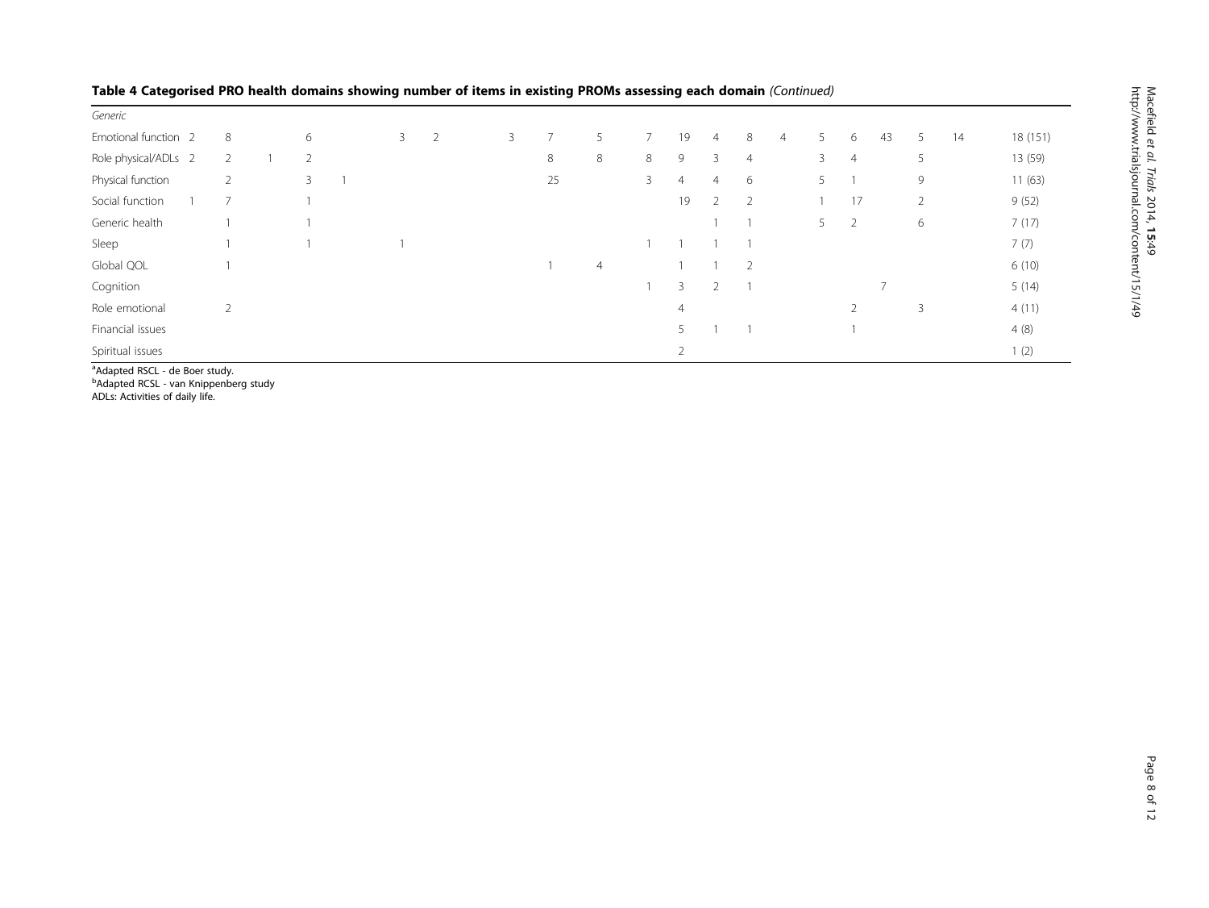**Table 4 Categorised PRO health domains showing number of items in existing PROMs assessing each domain** *(Continued)*

| | | | | | | | | | | | | | | | | | | | | | |
|---|---|---|---|---|---|---|---|---|---|---|---|---|---|---|---|---|---|---|---|---|---|
| *Generic* | | | | | | | | | | | | | | | | | | | | | |
| Emotional function | 2 | 8 | | 6 | | 3 | 2 | 3 | 7 | 5 | 7 | 19 | 4 | 8 | 4 | 5 | 6 | 43 | 5 | 14 | 18 (151) |
| Role physical/ADLs | 2 | 2 | 1 | 2 | | | | | 8 | 8 | 8 | 9 | 3 | 4 | | 3 | 4 | | 5 | | 13 (59) |
| Physical function | | 2 | | 3 | 1 | | | | 25 | | 3 | 4 | 4 | 6 | | 5 | 1 | | 9 | | 11 (63) |
| Social function | 1 | 7 | | 1 | | | | | | | | 19 | 2 | 2 | | 1 | 17 | | 2 | | 9 (52) |
| Generic health | | 1 | | 1 | | | | | | | | | 1 | 1 | | 5 | 2 | | 6 | | 7 (17) |
| Sleep | | 1 | | 1 | | 1 | | | | | 1 | 1 | 1 | 1 | | | | | | | 7 (7) |
| Global QOL | | 1 | | | | | | | 1 | 4 | | 1 | 1 | 2 | | | | | | | 6 (10) |
| Cognition | | | | | | | | | | | 1 | 3 | 2 | 1 | | | | 7 | | | 5 (14) |
| Role emotional | | 2 | | | | | | | | | | 4 | | | | | 2 | | 3 | | 4 (11) |
| Financial issues | | | | | | | | | | | | 5 | 1 | 1 | | | 1 | | | | 4 (8) |
| Spiritual issues | | | | | | | | | | | | 2 | | | | | | | | | 1 (2) |

[a]Adapted RSCL - de Boer study.
[b]Adapted RCSL - van Knippenberg study
ADLs: Activities of daily life.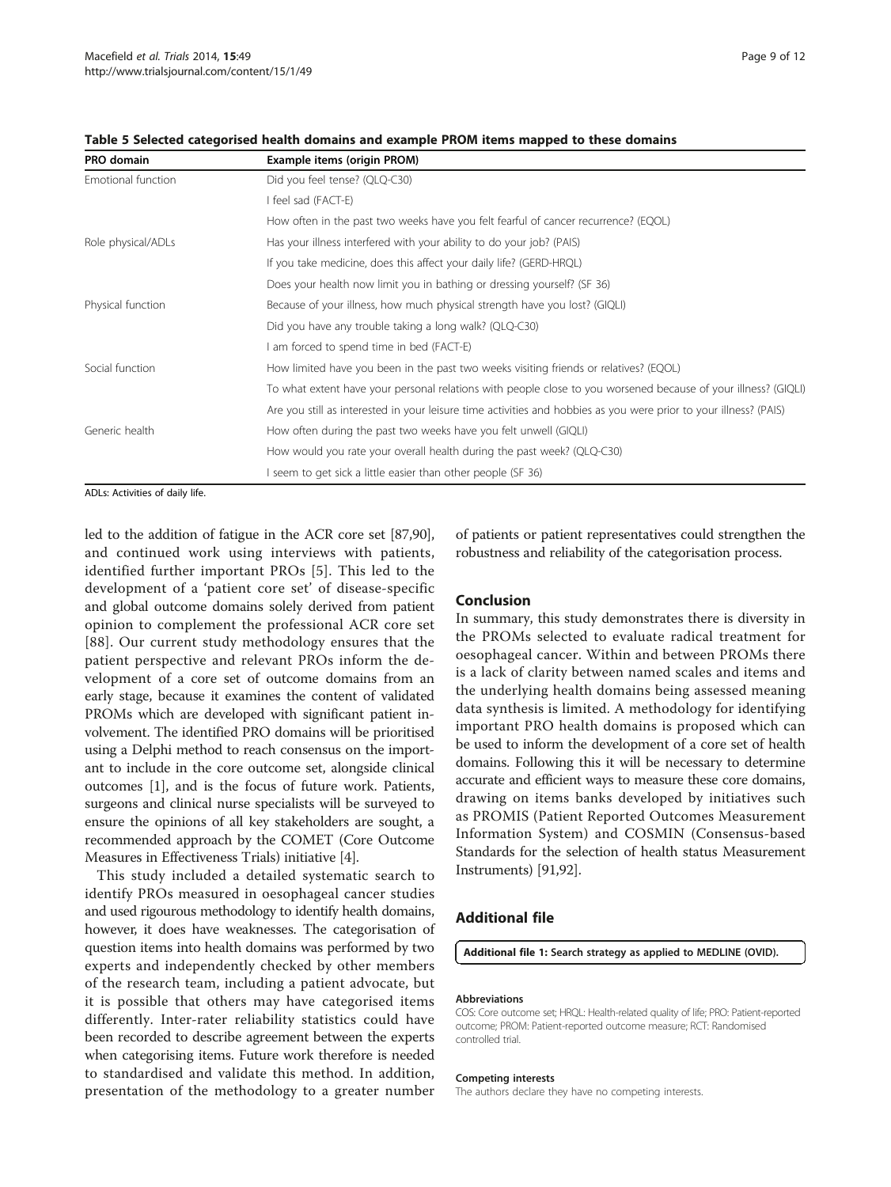**Table 5 Selected categorised health domains and example PROM items mapped to these domains**

| PRO domain | Example items (origin PROM) |
|---|---|
| Emotional function | Did you feel tense? (QLQ-C30) |
| | I feel sad (FACT-E) |
| | How often in the past two weeks have you felt fearful of cancer recurrence? (EQOL) |
| Role physical/ADLs | Has your illness interfered with your ability to do your job? (PAIS) |
| | If you take medicine, does this affect your daily life? (GERD-HRQL) |
| | Does your health now limit you in bathing or dressing yourself? (SF 36) |
| Physical function | Because of your illness, how much physical strength have you lost? (GIQLI) |
| | Did you have any trouble taking a long walk? (QLQ-C30) |
| | I am forced to spend time in bed (FACT-E) |
| Social function | How limited have you been in the past two weeks visiting friends or relatives? (EQOL) |
| | To what extent have your personal relations with people close to you worsened because of your illness? (GIQLI) |
| | Are you still as interested in your leisure time activities and hobbies as you were prior to your illness? (PAIS) |
| Generic health | How often during the past two weeks have you felt unwell (GIQLI) |
| | How would you rate your overall health during the past week? (QLQ-C30) |
| | I seem to get sick a little easier than other people (SF 36) |

ADLs: Activities of daily life.

led to the addition of fatigue in the ACR core set [87,90], and continued work using interviews with patients, identified further important PROs [5]. This led to the development of a 'patient core set' of disease-specific and global outcome domains solely derived from patient opinion to complement the professional ACR core set [88]. Our current study methodology ensures that the patient perspective and relevant PROs inform the development of a core set of outcome domains from an early stage, because it examines the content of validated PROMs which are developed with significant patient involvement. The identified PRO domains will be prioritised using a Delphi method to reach consensus on the important to include in the core outcome set, alongside clinical outcomes [1], and is the focus of future work. Patients, surgeons and clinical nurse specialists will be surveyed to ensure the opinions of all key stakeholders are sought, a recommended approach by the COMET (Core Outcome Measures in Effectiveness Trials) initiative [4].

This study included a detailed systematic search to identify PROs measured in oesophageal cancer studies and used rigourous methodology to identify health domains, however, it does have weaknesses. The categorisation of question items into health domains was performed by two experts and independently checked by other members of the research team, including a patient advocate, but it is possible that others may have categorised items differently. Inter-rater reliability statistics could have been recorded to describe agreement between the experts when categorising items. Future work therefore is needed to standardised and validate this method. In addition, presentation of the methodology to a greater number of patients or patient representatives could strengthen the robustness and reliability of the categorisation process.

## Conclusion

In summary, this study demonstrates there is diversity in the PROMs selected to evaluate radical treatment for oesophageal cancer. Within and between PROMs there is a lack of clarity between named scales and items and the underlying health domains being assessed meaning data synthesis is limited. A methodology for identifying important PRO health domains is proposed which can be used to inform the development of a core set of health domains. Following this it will be necessary to determine accurate and efficient ways to measure these core domains, drawing on items banks developed by initiatives such as PROMIS (Patient Reported Outcomes Measurement Information System) and COSMIN (Consensus-based Standards for the selection of health status Measurement Instruments) [91,92].

## Additional file

**Additional file 1: Search strategy as applied to MEDLINE (OVID).**

#### Abbreviations

COS: Core outcome set; HRQL: Health-related quality of life; PRO: Patient-reported outcome; PROM: Patient-reported outcome measure; RCT: Randomised controlled trial.

#### Competing interests

The authors declare they have no competing interests.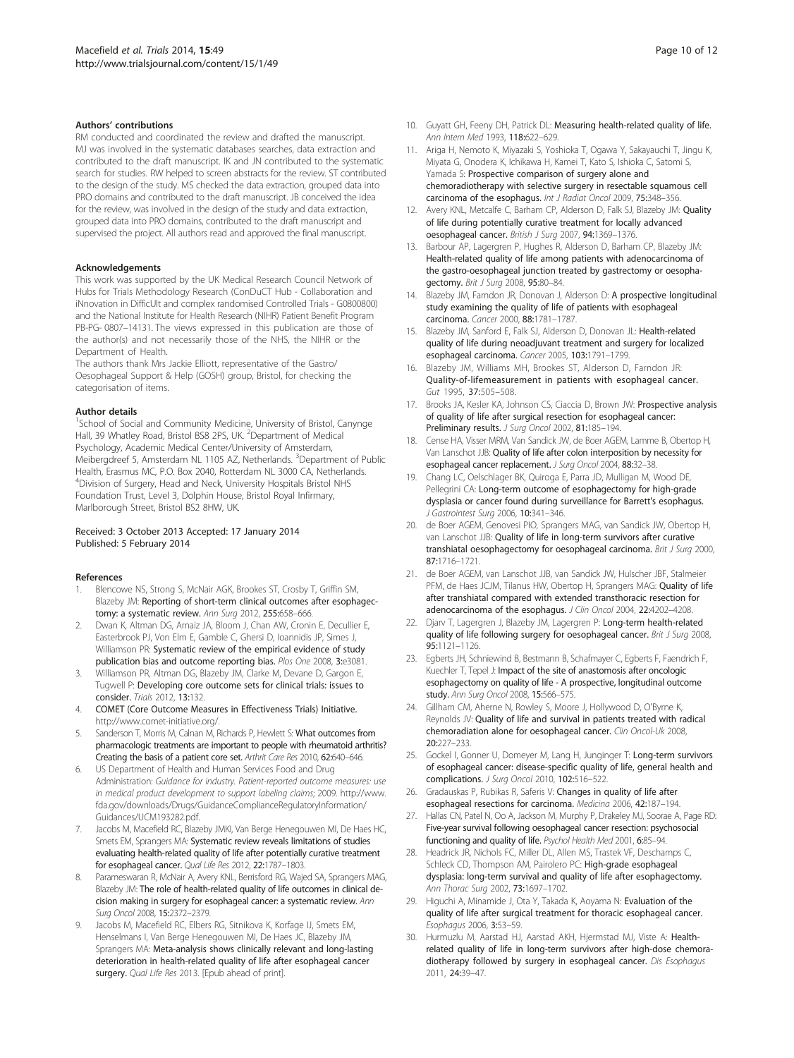### Authors' contributions

RM conducted and coordinated the review and drafted the manuscript. MJ was involved in the systematic databases searches, data extraction and contributed to the draft manuscript. IK and JN contributed to the systematic search for studies. RW helped to screen abstracts for the review. ST contributed to the design of the study. MS checked the data extraction, grouped data into PRO domains and contributed to the draft manuscript. JB conceived the idea for the review, was involved in the design of the study and data extraction, grouped data into PRO domains, contributed to the draft manuscript and supervised the project. All authors read and approved the final manuscript.

### Acknowledgements

This work was supported by the UK Medical Research Council Network of Hubs for Trials Methodology Research (ConDuCT Hub - Collaboration and iNnovation in DifficUlt and complex randomised Controlled Trials - G0800800) and the National Institute for Health Research (NIHR) Patient Benefit Program PB-PG- 0807–14131. The views expressed in this publication are those of the author(s) and not necessarily those of the NHS, the NIHR or the Department of Health.

The authors thank Mrs Jackie Elliott, representative of the Gastro/Oesophageal Support & Help (GOSH) group, Bristol, for checking the categorisation of items.

### Author details

[1]School of Social and Community Medicine, University of Bristol, Canynge Hall, 39 Whatley Road, Bristol BS8 2PS, UK. [2]Department of Medical Psychology, Academic Medical Center/University of Amsterdam, Meibergdreef 5, Amsterdam NL 1105 AZ, Netherlands. [3]Department of Public Health, Erasmus MC, P.O. Box 2040, Rotterdam NL 3000 CA, Netherlands. [4]Division of Surgery, Head and Neck, University Hospitals Bristol NHS Foundation Trust, Level 3, Dolphin House, Bristol Royal Infirmary, Marlborough Street, Bristol BS2 8HW, UK.

Received: 3 October 2013 Accepted: 17 January 2014
Published: 5 February 2014

### References

1. Blencowe NS, Strong S, McNair AGK, Brookes ST, Crosby T, Griffin SM, Blazeby JM: **Reporting of short-term clinical outcomes after esophagectomy: a systematic review.** *Ann Surg* 2012, **255:**658–666.
2. Dwan K, Altman DG, Arnaiz JA, Bloom J, Chan AW, Cronin E, Decullier E, Easterbrook PJ, Von Elm E, Gamble C, Ghersi D, Ioannidis JP, Simes J, Williamson PR: **Systematic review of the empirical evidence of study publication bias and outcome reporting bias.** *Plos One* 2008, **3:**e3081.
3. Williamson PR, Altman DG, Blazeby JM, Clarke M, Devane D, Gargon E, Tugwell P: **Developing core outcome sets for clinical trials: issues to consider.** *Trials* 2012, **13:**132.
4. COMET (Core Outcome Measures in Effectiveness Trials) Initiative. http://www.comet-initiative.org/.
5. Sanderson T, Morris M, Calnan M, Richards P, Hewlett S: **What outcomes from pharmacologic treatments are important to people with rheumatoid arthritis? Creating the basis of a patient core set.** *Arthrit Care Res* 2010, **62:**640–646.
6. US Department of Health and Human Services Food and Drug Administration: *Guidance for industry. Patient-reported outcome measures: use in medical product development to support labeling claims*; 2009. http://www.fda.gov/downloads/Drugs/GuidanceComplianceRegulatoryInformation/Guidances/UCM193282.pdf.
7. Jacobs M, Macefield RC, Blazeby JMKI, Van Berge Henegouwen MI, De Haes HC, Smets EM, Sprangers MA: **Systematic review reveals limitations of studies evaluating health-related quality of life after potentially curative treatment for esophageal cancer.** *Qual Life Res* 2012, **22:**1787–1803.
8. Parameswaran R, McNair A, Avery KNL, Berrisford RG, Wajed SA, Sprangers MAG, Blazeby JM: **The role of health-related quality of life outcomes in clinical decision making in surgery for esophageal cancer: a systematic review.** *Ann Surg Oncol* 2008, **15:**2372–2379.
9. Jacobs M, Macefield RC, Elbers RG, Sitnikova K, Korfage IJ, Smets EM, Henselmans I, Van Berge Henegouwen MI, De Haes JC, Blazeby JM, Sprangers MA: **Meta-analysis shows clinically relevant and long-lasting deterioration in health-related quality of life after esophageal cancer surgery.** *Qual Life Res* 2013. [Epub ahead of print].
10. Guyatt GH, Feeny DH, Patrick DL: **Measuring health-related quality of life.** *Ann Intern Med* 1993, **118:**622–629.
11. Ariga H, Nemoto K, Miyazaki S, Yoshioka T, Ogawa Y, Sakayauchi T, Jingu K, Miyata G, Onodera K, Ichikawa H, Kamei T, Kato S, Ishioka C, Satomi S, Yamada S: **Prospective comparison of surgery alone and chemoradiotherapy with selective surgery in resectable squamous cell carcinoma of the esophagus.** *Int J Radiat Oncol* 2009, **75:**348–356.
12. Avery KNL, Metcalfe C, Barham CP, Alderson D, Falk SJ, Blazeby JM: **Quality of life during potentially curative treatment for locally advanced oesophageal cancer.** *British J Surg* 2007, **94:**1369–1376.
13. Barbour AP, Lagergren P, Hughes R, Alderson D, Barham CP, Blazeby JM: **Health-related quality of life among patients with adenocarcinoma of the gastro-oesophageal junction treated by gastrectomy or oesophagectomy.** *Brit J Surg* 2008, **95:**80–84.
14. Blazeby JM, Farndon JR, Donovan J, Alderson D: **A prospective longitudinal study examining the quality of life of patients with esophageal carcinoma.** *Cancer* 2000, **88:**1781–1787.
15. Blazeby JM, Sanford E, Falk SJ, Alderson D, Donovan JL: **Health-related quality of life during neoadjuvant treatment and surgery for localized esophageal carcinoma.** *Cancer* 2005, **103:**1791–1799.
16. Blazeby JM, Williams MH, Brookes ST, Alderson D, Farndon JR: **Quality-of-lifemeasurement in patients with esophageal cancer.** *Gut* 1995, **37:**505–508.
17. Brooks JA, Kesler KA, Johnson CS, Ciaccia D, Brown JW: **Prospective analysis of quality of life after surgical resection for esophageal cancer: Preliminary results.** *J Surg Oncol* 2002, **81:**185–194.
18. Cense HA, Visser MRM, Van Sandick JW, de Boer AGEM, Lamme B, Obertop H, Van Lanschot JJB: **Quality of life after colon interposition by necessity for esophageal cancer replacement.** *J Surg Oncol* 2004, **88:**32–38.
19. Chang LC, Oelschlager BK, Quiroga E, Parra JD, Mulligan M, Wood DE, Pellegrini CA: **Long-term outcome of esophagectomy for high-grade dysplasia or cancer found during surveillance for Barrett's esophagus.** *J Gastrointest Surg* 2006, **10:**341–346.
20. de Boer AGEM, Genovesi PIO, Sprangers MAG, van Sandick JW, Obertop H, van Lanschot JJB: **Quality of life in long-term survivors after curative transhiatal oesophagectomy for oesophageal carcinoma.** *Brit J Surg* 2000, **87:**1716–1721.
21. de Boer AGEM, van Lanschot JJB, van Sandick JW, Hulscher JBF, Stalmeier PFM, de Haes JCJM, Tilanus HW, Obertop H, Sprangers MAG: **Quality of life after transhiatal compared with extended transthoracic resection for adenocarcinoma of the esophagus.** *J Clin Oncol* 2004, **22:**4202–4208.
22. Djarv T, Lagergren J, Blazeby JM, Lagergren P: **Long-term health-related quality of life following surgery for oesophageal cancer.** *Brit J Surg* 2008, **95:**1121–1126.
23. Egberts JH, Schniewind B, Bestmann B, Schafmayer C, Egberts F, Faendrich F, Kuechler T, Tepel J: **Impact of the site of anastomosis after oncologic esophagectomy on quality of life - A prospective, longitudinal outcome study.** *Ann Surg Oncol* 2008, **15:**566–575.
24. Gillham CM, Aherne N, Rowley S, Moore J, Hollywood D, O'Byrne K, Reynolds JV: **Quality of life and survival in patients treated with radical chemoradiation alone for oesophageal cancer.** *Clin Oncol-Uk* 2008, **20:**227–233.
25. Gockel I, Gonner U, Domeyer M, Lang H, Junginger T: **Long-term survivors of esophageal cancer: disease-specific quality of life, general health and complications.** *J Surg Oncol* 2010, **102:**516–522.
26. Gradauskas P, Rubikas R, Saferis V: **Changes in quality of life after esophageal resections for carcinoma.** *Medicina* 2006, **42:**187–194.
27. Hallas CN, Patel N, Oo A, Jackson M, Murphy P, Drakeley MJ, Soorae A, Page RD: **Five-year survival following oesophageal cancer resection: psychosocial functioning and quality of life.** *Psychol Health Med* 2001, **6:**85–94.
28. Headrick JR, Nichols FC, Miller DL, Allen MS, Trastek VF, Deschamps C, Schleck CD, Thompson AM, Pairolero PC: **High-grade esophageal dysplasia: long-term survival and quality of life after esophagectomy.** *Ann Thorac Surg* 2002, **73:**1697–1702.
29. Higuchi A, Minamide J, Ota Y, Takada K, Aoyama N: **Evaluation of the quality of life after surgical treatment for thoracic esophageal cancer.** *Esophagus* 2006, **3:**53–59.
30. Hurmuzlu M, Aarstad HJ, Aarstad AKH, Hjermstad MJ, Viste A: **Health-related quality of life in long-term survivors after high-dose chemoradiotherapy followed by surgery in esophageal cancer.** *Dis Esophagus* 2011, **24:**39–47.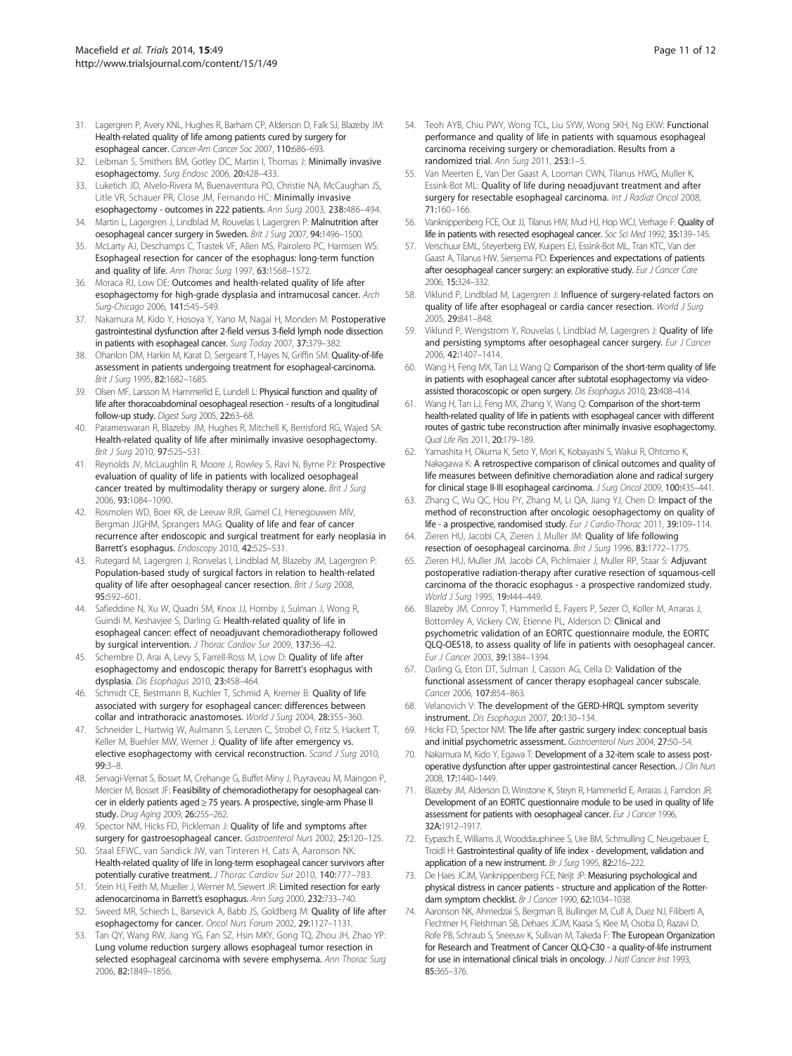31. Lagergren P, Avery KNL, Hughes R, Barham CP, Alderson D, Falk SJ, Blazeby JM: **Health-related quality of life among patients cured by surgery for esophageal cancer.** *Cancer-Am Cancer Soc* 2007, **110:**686–693.
32. Leibman S, Smithers BM, Gotley DC, Martin I, Thomas J: **Minimally invasive esophagectomy.** *Surg Endosc* 2006, **20:**428–433.
33. Luketich JD, Alvelo-Rivera M, Buenaventura PO, Christie NA, McCaughan JS, Litle VR, Schauer PR, Close JM, Fernando HC: **Minimally invasive esophagectomy - outcomes in 222 patients.** *Ann Surg* 2003, **238:**486–494.
34. Martin L, Lagergren J, Lindblad M, Rouvelas I, Lagergren P: **Malnutrition after oesophageal cancer surgery in Sweden.** *Brit J Surg* 2007, **94:**1496–1500.
35. McLarty AJ, Deschamps C, Trastek VF, Allen MS, Pairolero PC, Harmsen WS: **Esophageal resection for cancer of the esophagus: long-term function and quality of life.** *Ann Thorac Surg* 1997, **63:**1568–1572.
36. Moraca RJ, Low DE: **Outcomes and health-related quality of life after esophagectomy for high-grade dysplasia and intramucosal cancer.** *Arch Surg-Chicago* 2006, **141:**545–549.
37. Nakamura M, Kido Y, Hosoya Y, Yano M, Nagai H, Monden M: **Postoperative gastrointestinal dysfunction after 2-field versus 3-field lymph node dissection in patients with esophageal cancer.** *Surg Today* 2007, **37:**379–382.
38. Ohanlon DM, Harkin M, Karat D, Sergeant T, Hayes N, Griffin SM: **Quality-of-life assessment in patients undergoing treatment for esophageal-carcinoma.** *Brit J Surg* 1995, **82:**1682–1685.
39. Olsen MF, Larsson M, Hammerlid E, Lundell L: **Physical function and quality of life after thoracoabdominal oesophageal resection - results of a longitudinal follow-up study.** *Digest Surg* 2005, **22:**63–68.
40. Parameswaran R, Blazeby JM, Hughes R, Mitchell K, Berrisford RG, Wajed SA: **Health-related quality of life after minimally invasive oesophagectomy.** *Brit J Surg* 2010, **97:**525–531.
41. Reynolds JV, McLaughlin R, Moore J, Rowley S, Ravi N, Byrne PJ: **Prospective evaluation of quality of life in patients with localized oesophageal cancer treated by multimodality therapy or surgery alone.** *Brit J Surg* 2006, **93:**1084–1090.
42. Rosmolen WD, Boer KR, de Leeuw RJR, Gamel CJ, Henegouwen MIV, Bergman JJGHM, Sprangers MAG: **Quality of life and fear of cancer recurrence after endoscopic and surgical treatment for early neoplasia in Barrett's esophagus.** *Endoscopy* 2010, **42:**525–531.
43. Rutegard M, Lagergren J, Ronvelas I, Lindblad M, Blazeby JM, Lagergren P: **Population-based study of surgical factors in relation to health-related quality of life after oesophageal cancer resection.** *Brit J Surg* 2008, **95:**592–601.
44. Safieddine N, Xu W, Quadri SM, Knox JJ, Hornby J, Sulman J, Wong R, Guindi M, Keshavjee S, Darling G: **Health-related quality of life in esophageal cancer: effect of neoadjuvant chemoradiotherapy followed by surgical intervention.** *J Thorac Cardiov Sur* 2009, **137:**36–42.
45. Schembre D, Arai A, Levy S, Farrell-Ross M, Low D: **Quality of life after esophagectomy and endoscopic therapy for Barrett's esophagus with dysplasia.** *Dis Esophagus* 2010, **23:**458–464.
46. Schmidt CE, Bestmann B, Kuchler T, Schmid A, Kremer B: **Quality of life associated with surgery for esophageal cancer: differences between collar and intrathoracic anastomoses.** *World J Surg* 2004, **28:**355–360.
47. Schneider L, Hartwig W, Aulmann S, Lenzen C, Strobel O, Fritz S, Hackert T, Keller M, Buehler MW, Werner J: **Quality of life after emergency vs. elective esophagectomy with cervical reconstruction.** *Scand J Surg* 2010, **99:**3–8.
48. Servagi-Vernat S, Bosset M, Crehange G, Buffet-Miny J, Puyraveau M, Maingon P, Mercier M, Bosset JF: **Feasibility of chemoradiotherapy for oesophageal cancer in elderly patients aged ≥ 75 years. A prospective, single-arm Phase II study.** *Drug Aging* 2009, **26:**255–262.
49. Spector NM, Hicks FD, Pickleman J: **Quality of life and symptoms after surgery for gastroesophageal cancer.** *Gastroenterol Nurs* 2002, **25:**120–125.
50. Staal EFWC, van Sandick JW, van Tinteren H, Cats A, Aaronson NK: **Health-related quality of life in long-term esophageal cancer survivors after potentially curative treatment.** *J Thorac Cardiov Sur* 2010, **140:**777–783.
51. Stein HJ, Feith M, Mueller J, Werner M, Siewert JR: **Limited resection for early adenocarcinoma in Barrett's esophagus.** *Ann Surg* 2000, **232:**733–740.
52. Sweed MR, Schiech L, Barsevick A, Babb JS, Goldberg M: **Quality of life after esophagectomy for cancer.** *Oncol Nurs Forum* 2002, **29:**1127–1131.
53. Tan QY, Wang RW, Jiang YG, Fan SZ, Hsin MKY, Gong TQ, Zhou JH, Zhao YP: **Lung volume reduction surgery allows esophageal tumor resection in selected esophageal carcinoma with severe emphysema.** *Ann Thorac Surg* 2006, **82:**1849–1856.
54. Teoh AYB, Chiu PWY, Wong TCL, Liu SYW, Wong SKH, Ng EKW: **Functional performance and quality of life in patients with squamous esophageal carcinoma receiving surgery or chemoradiation. Results from a randomized trial.** *Ann Surg* 2011, **253:**1–5.
55. Van Meerten E, Van Der Gaast A, Looman CWN, Tilanus HWG, Muller K, Essink-Bot ML: **Quality of life during neoadjuvant treatment and after surgery for resectable esophageal carcinoma.** *Int J Radiat Oncol* 2008, **71:**160–166.
56. Vanknippenberg FCE, Out JJ, Tilanus HW, Mud HJ, Hop WCJ, Verhage F: **Quality of life in patients with resected esophageal cancer.** *Soc Sci Med* 1992, **35:**139–145.
57. Verschuur EML, Steyerberg EW, Kuipers EJ, Essink-Bot ML, Tran KTC, Van der Gaast A, Tilanus HW, Siersema PD: **Experiences and expectations of patients after oesophageal cancer surgery: an explorative study.** *Eur J Cancer Care* 2006, **15:**324–332.
58. Viklund P, Lindblad M, Lagergren J: **Influence of surgery-related factors on quality of life after esophageal or cardia cancer resection.** *World J Surg* 2005, **29:**841–848.
59. Viklund P, Wengstrom Y, Rouvelas I, Lindblad M, Lagergren J: **Quality of life and persisting symptoms after oesophageal cancer surgery.** *Eur J Cancer* 2006, **42:**1407–1414.
60. Wang H, Feng MX, Tan LJ, Wang Q: **Comparison of the short-term quality of life in patients with esophageal cancer after subtotal esophagectomy via video-assisted thoracoscopic or open surgery.** *Dis Esophagus* 2010, **23:**408–414.
61. Wang H, Tan LJ, Feng MX, Zhang Y, Wang Q: **Comparison of the short-term health-related quality of life in patients with esophageal cancer with different routes of gastric tube reconstruction after minimally invasive esophagectomy.** *Qual Life Res* 2011, **20:**179–189.
62. Yamashita H, Okuma K, Seto Y, Mori K, Kobayashi S, Wakui R, Ohtomo K, Nakagawa K: **A retrospective comparison of clinical outcomes and quality of life measures between definitive chemoradiation alone and radical surgery for clinical stage II-III esophageal carcinoma.** *J Surg Oncol* 2009, **100:**435–441.
63. Zhang C, Wu QC, Hou PY, Zhang M, Li QA, Jiang YJ, Chen D: **Impact of the method of reconstruction after oncologic oesophagectomy on quality of life - a prospective, randomised study.** *Eur J Cardio-Thorac* 2011, **39:**109–114.
64. Zieren HU, Jacobi CA, Zieren J, Muller JM: **Quality of life following resection of oesophageal carcinoma.** *Brit J Surg* 1996, **83:**1772–1775.
65. Zieren HU, Muller JM, Jacobi CA, Pichlmaier J, Muller RP, Staar S: **Adjuvant postoperative radiation-therapy after curative resection of squamous-cell carcinoma of the thoracic esophagus - a prospective randomized study.** *World J Surg* 1995, **19:**444–449.
66. Blazeby JM, Conroy T, Hammerlid E, Fayers P, Sezer O, Koller M, Arraras J, Bottomley A, Vickery CW, Etienne PL, Alderson D: **Clinical and psychometric validation of an EORTC questionnaire module, the EORTC QLQ-OES18, to assess quality of life in patients with oesophageal cancer.** *Eur J Cancer* 2003, **39:**1384–1394.
67. Darling G, Eton DT, Sulman J, Casson AG, Cella D: **Validation of the functional assessment of cancer therapy esophageal cancer subscale.** *Cancer* 2006, **107:**854–863.
68. Velanovich V: **The development of the GERD-HRQL symptom severity instrument.** *Dis Esophagus* 2007, **20:**130–134.
69. Hicks FD, Spector NM: **The life after gastric surgery index: conceptual basis and initial psychometric assessment.** *Gastroenterol Nurs* 2004, **27:**50–54.
70. Nakamura M, Kido Y, Egawa T: **Development of a 32-item scale to assess post-operative dysfunction after upper gastrointestinal cancer Resection.** *J Clin Nurs* 2008, **17:**1440–1449.
71. Blazeby JM, Alderson D, Winstone K, Steyn R, Hammerlid E, Arraras J, Farndon JR: **Development of an EORTC questionnaire module to be used in quality of life assessment for patients with oesophageal cancer.** *Eur J Cancer* 1996, **32A:**1912–1917.
72. Eypasch E, Williams JI, Wooddauphinee S, Ure BM, Schmulling C, Neugebauer E, Troidl H: **Gastrointestinal quality of life index - development, validation and application of a new instrument.** *Br J Surg* 1995, **82:**216–222.
73. De Haes JCJM, Vanknippenberg FCE, Neijt JP: **Measuring psychological and physical distress in cancer patients - structure and application of the Rotterdam symptom checklist.** *Br J Cancer* 1990, **62:**1034–1038.
74. Aaronson NK, Ahmedzai S, Bergman B, Bullinger M, Cull A, Duez NJ, Filiberti A, Flechtner H, Fleishman SB, Dehaes JCJM, Kaasa S, Klee M, Osoba D, Razavi D, Rofe PB, Schraub S, Sneeuw K, Sullivan M, Takeda F: **The European Organization for Research and Treatment of Cancer QLQ-C30 - a quality-of-life instrument for use in international clinical trials in oncology.** *J Natl Cancer Inst* 1993, **85:**365–376.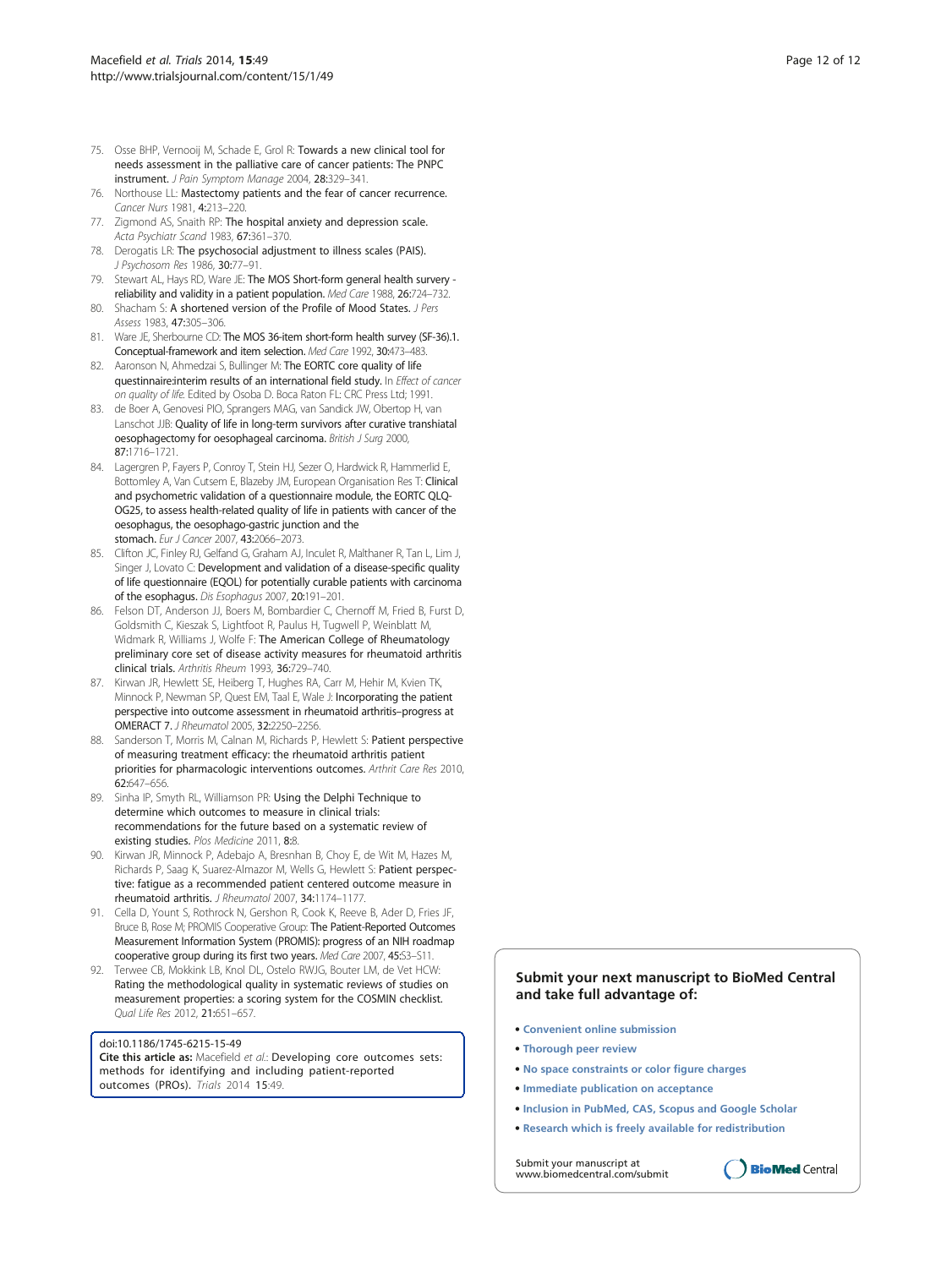75. Osse BHP, Vernooij M, Schade E, Grol R: **Towards a new clinical tool for needs assessment in the palliative care of cancer patients: The PNPC instrument.** *J Pain Symptom Manage* 2004, **28**:329–341.
76. Northouse LL: **Mastectomy patients and the fear of cancer recurrence.** *Cancer Nurs* 1981, **4**:213–220.
77. Zigmond AS, Snaith RP: **The hospital anxiety and depression scale.** *Acta Psychiatr Scand* 1983, **67**:361–370.
78. Derogatis LR: **The psychosocial adjustment to illness scales (PAIS).** *J Psychosom Res* 1986, **30**:77–91.
79. Stewart AL, Hays RD, Ware JE: **The MOS Short-form general health survery - reliability and validity in a patient population.** *Med Care* 1988, **26**:724–732.
80. Shacham S: **A shortened version of the Profile of Mood States.** *J Pers Assess* 1983, **47**:305–306.
81. Ware JE, Sherbourne CD: **The MOS 36-item short-form health survey (SF-36).1. Conceptual-framework and item selection.** *Med Care* 1992, **30**:473–483.
82. Aaronson N, Ahmedzai S, Bullinger M: **The EORTC core quality of life questinnaire:interim results of an international field study.** In *Effect of cancer on quality of life*. Edited by Osoba D. Boca Raton FL: CRC Press Ltd; 1991.
83. de Boer A, Genovesi PIO, Sprangers MAG, van Sandick JW, Obertop H, van Lanschot JJB: **Quality of life in long-term survivors after curative transhiatal oesophagectomy for oesophageal carcinoma.** *British J Surg* 2000, **87**:1716–1721.
84. Lagergren P, Fayers P, Conroy T, Stein HJ, Sezer O, Hardwick R, Hammerlid E, Bottomley A, Van Cutsem E, Blazeby JM, European Organisation Res T: **Clinical and psychometric validation of a questionnaire module, the EORTC QLQ-OG25, to assess health-related quality of life in patients with cancer of the oesophagus, the oesophago-gastric junction and the stomach.** *Eur J Cancer* 2007, **43**:2066–2073.
85. Clifton JC, Finley RJ, Gelfand G, Graham AJ, Inculet R, Malthaner R, Tan L, Lim J, Singer J, Lovato C: **Development and validation of a disease-specific quality of life questionnaire (EQOL) for potentially curable patients with carcinoma of the esophagus.** *Dis Esophagus* 2007, **20**:191–201.
86. Felson DT, Anderson JJ, Boers M, Bombardier C, Chernoff M, Fried B, Furst D, Goldsmith C, Kieszak S, Lightfoot R, Paulus H, Tugwell P, Weinblatt M, Widmark R, Williams J, Wolfe F: **The American College of Rheumatology preliminary core set of disease activity measures for rheumatoid arthritis clinical trials.** *Arthritis Rheum* 1993, **36**:729–740.
87. Kirwan JR, Hewlett SE, Heiberg T, Hughes RA, Carr M, Hehir M, Kvien TK, Minnock P, Newman SP, Quest EM, Taal E, Wale J: **Incorporating the patient perspective into outcome assessment in rheumatoid arthritis–progress at OMERACT 7.** *J Rheumatol* 2005, **32**:2250–2256.
88. Sanderson T, Morris M, Calnan M, Richards P, Hewlett S: **Patient perspective of measuring treatment efficacy: the rheumatoid arthritis patient priorities for pharmacologic interventions outcomes.** *Arthrit Care Res* 2010, **62**:647–656.
89. Sinha IP, Smyth RL, Williamson PR: **Using the Delphi Technique to determine which outcomes to measure in clinical trials: recommendations for the future based on a systematic review of existing studies.** *Plos Medicine* 2011, **8**:8.
90. Kirwan JR, Minnock P, Adebajo A, Bresnhan B, Choy E, de Wit M, Hazes M, Richards P, Saag K, Suarez-Almazor M, Wells G, Hewlett S: **Patient perspective: fatigue as a recommended patient centered outcome measure in rheumatoid arthritis.** *J Rheumatol* 2007, **34**:1174–1177.
91. Cella D, Yount S, Rothrock N, Gershon R, Cook K, Reeve B, Ader D, Fries JF, Bruce B, Rose M; PROMIS Cooperative Group: **The Patient-Reported Outcomes Measurement Information System (PROMIS): progress of an NIH roadmap cooperative group during its first two years.** *Med Care* 2007, **45**:S3–S11.
92. Terwee CB, Mokkink LB, Knol DL, Ostelo RWJG, Bouter LM, de Vet HCW: **Rating the methodological quality in systematic reviews of studies on measurement properties: a scoring system for the COSMIN checklist.** *Qual Life Res* 2012, **21**:651–657.

doi:10.1186/1745-6215-15-49

**Cite this article as:** Macefield *et al.*: Developing core outcomes sets: methods for identifying and including patient-reported outcomes (PROs). *Trials* 2014 **15**:49.

**Submit your next manuscript to BioMed Central and take full advantage of:**

- **Convenient online submission**
- **Thorough peer review**
- **No space constraints or color figure charges**
- **Immediate publication on acceptance**
- **Inclusion in PubMed, CAS, Scopus and Google Scholar**
- **Research which is freely available for redistribution**

Submit your manuscript at www.biomedcentral.com/submit

BioMed Central